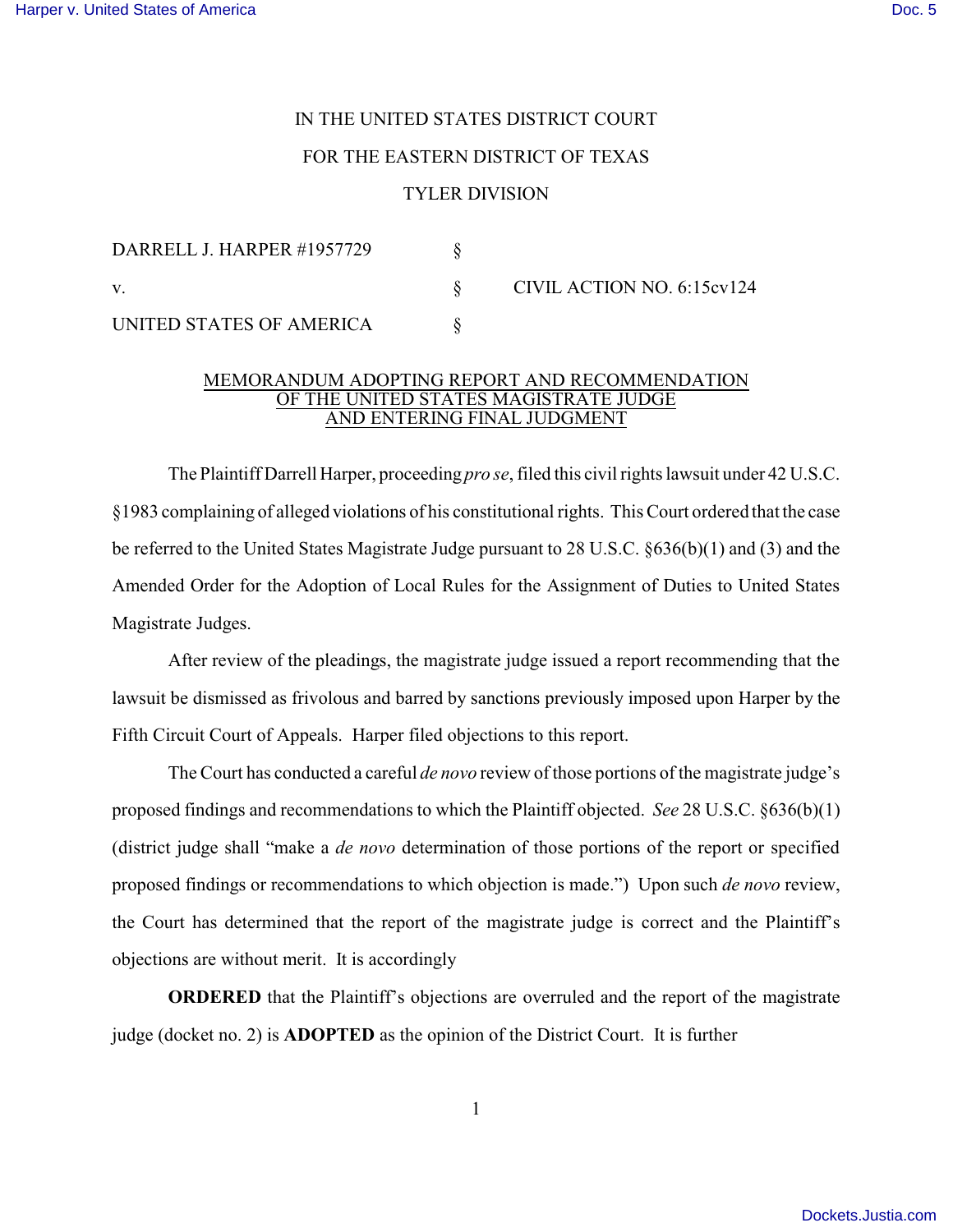IN THE UNITED STATES DISTRICT COURT

FOR THE EASTERN DISTRICT OF TEXAS

TYLER DIVISION

| | | |
|---|---|---|
| DARRELL J. HARPER #1957729 | § | |
| v. | § | CIVIL ACTION NO. 6:15cv124 |
| UNITED STATES OF AMERICA | § | |

MEMORANDUM ADOPTING REPORT AND RECOMMENDATION OF THE UNITED STATES MAGISTRATE JUDGE AND ENTERING FINAL JUDGMENT

The Plaintiff Darrell Harper, proceeding *pro se*, filed this civil rights lawsuit under 42 U.S.C. §1983 complaining of alleged violations of his constitutional rights. This Court ordered that the case be referred to the United States Magistrate Judge pursuant to 28 U.S.C. §636(b)(1) and (3) and the Amended Order for the Adoption of Local Rules for the Assignment of Duties to United States Magistrate Judges.

After review of the pleadings, the magistrate judge issued a report recommending that the lawsuit be dismissed as frivolous and barred by sanctions previously imposed upon Harper by the Fifth Circuit Court of Appeals. Harper filed objections to this report.

The Court has conducted a careful *de novo* review of those portions of the magistrate judge's proposed findings and recommendations to which the Plaintiff objected. *See* 28 U.S.C. §636(b)(1) (district judge shall "make a *de novo* determination of those portions of the report or specified proposed findings or recommendations to which objection is made.") Upon such *de novo* review, the Court has determined that the report of the magistrate judge is correct and the Plaintiff's objections are without merit. It is accordingly

**ORDERED** that the Plaintiff's objections are overruled and the report of the magistrate judge (docket no. 2) is **ADOPTED** as the opinion of the District Court. It is further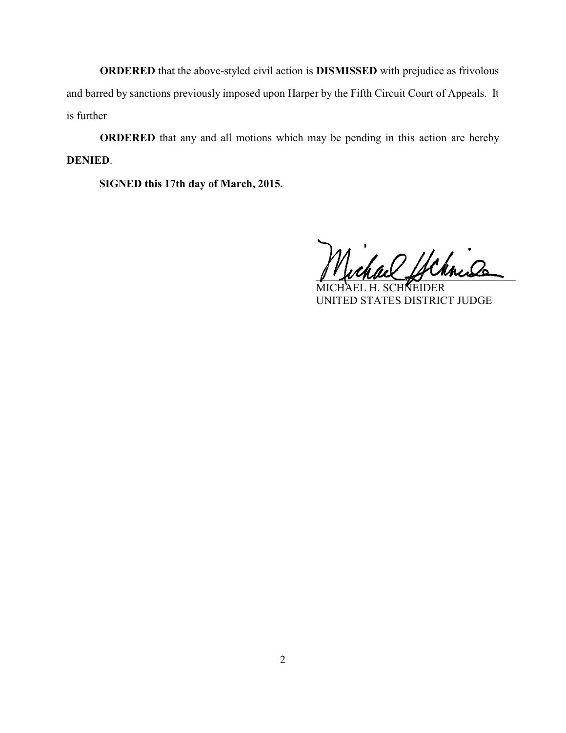**ORDERED** that the above-styled civil action is **DISMISSED** with prejudice as frivolous and barred by sanctions previously imposed upon Harper by the Fifth Circuit Court of Appeals. It is further

**ORDERED** that any and all motions which may be pending in this action are hereby **DENIED**.

**SIGNED this 17th day of March, 2015.**

MICHAEL H. SCHNEIDER
UNITED STATES DISTRICT JUDGE